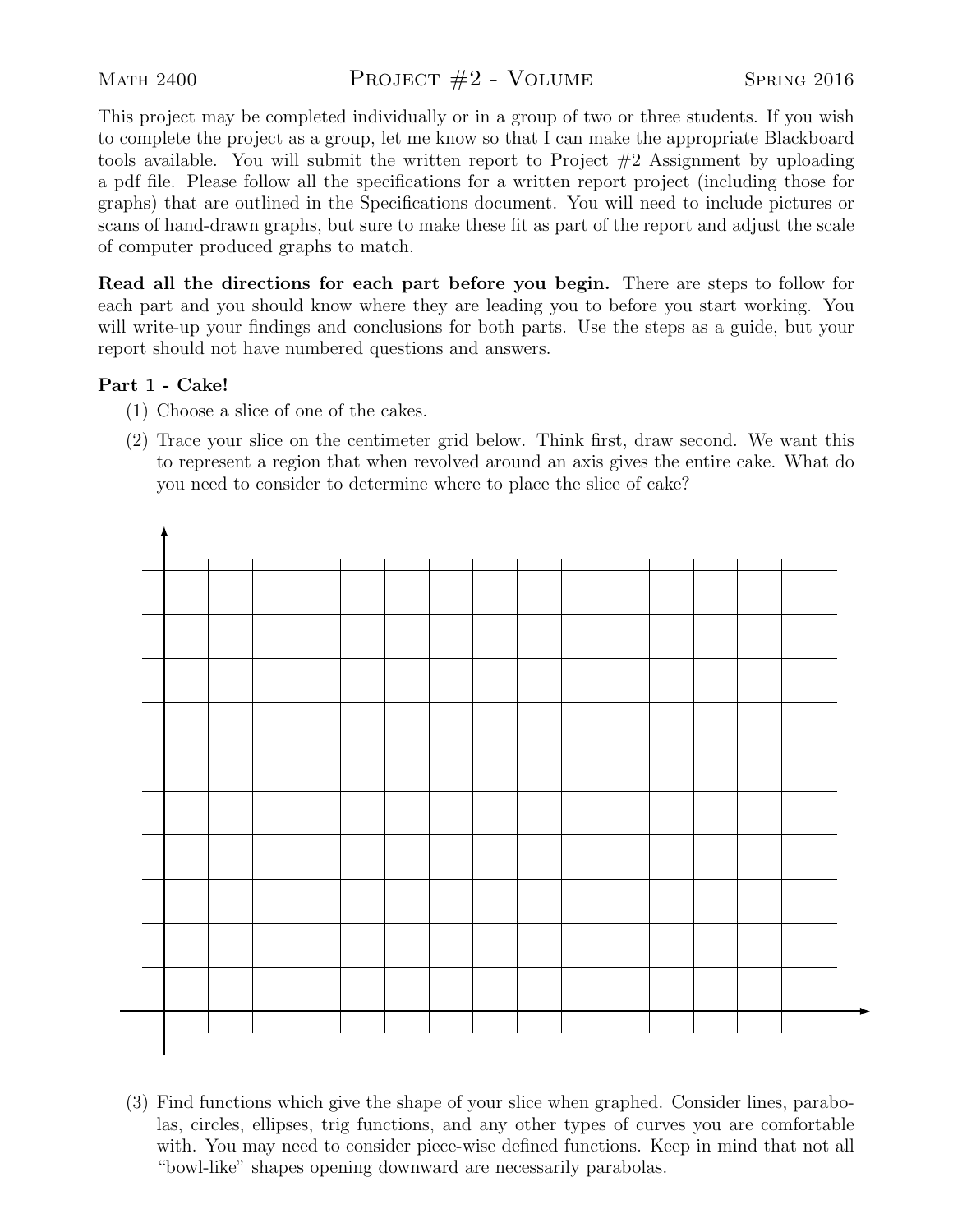Math 2400 — Project #2 - Volume — Spring 2016

This project may be completed individually or in a group of two or three students. If you wish to complete the project as a group, let me know so that I can make the appropriate Blackboard tools available. You will submit the written report to Project #2 Assignment by uploading a pdf file. Please follow all the specifications for a written report project (including those for graphs) that are outlined in the Specifications document. You will need to include pictures or scans of hand-drawn graphs, but sure to make these fit as part of the report and adjust the scale of computer produced graphs to match.

**Read all the directions for each part before you begin.** There are steps to follow for each part and you should know where they are leading you to before you start working. You will write-up your findings and conclusions for both parts. Use the steps as a guide, but your report should not have numbered questions and answers.

**Part 1 - Cake!**

(1) Choose a slice of one of the cakes.

(2) Trace your slice on the centimeter grid below. Think first, draw second. We want this to represent a region that when revolved around an axis gives the entire cake. What do you need to consider to determine where to place the slice of cake?

(3) Find functions which give the shape of your slice when graphed. Consider lines, parabolas, circles, ellipses, trig functions, and any other types of curves you are comfortable with. You may need to consider piece-wise defined functions. Keep in mind that not all "bowl-like" shapes opening downward are necessarily parabolas.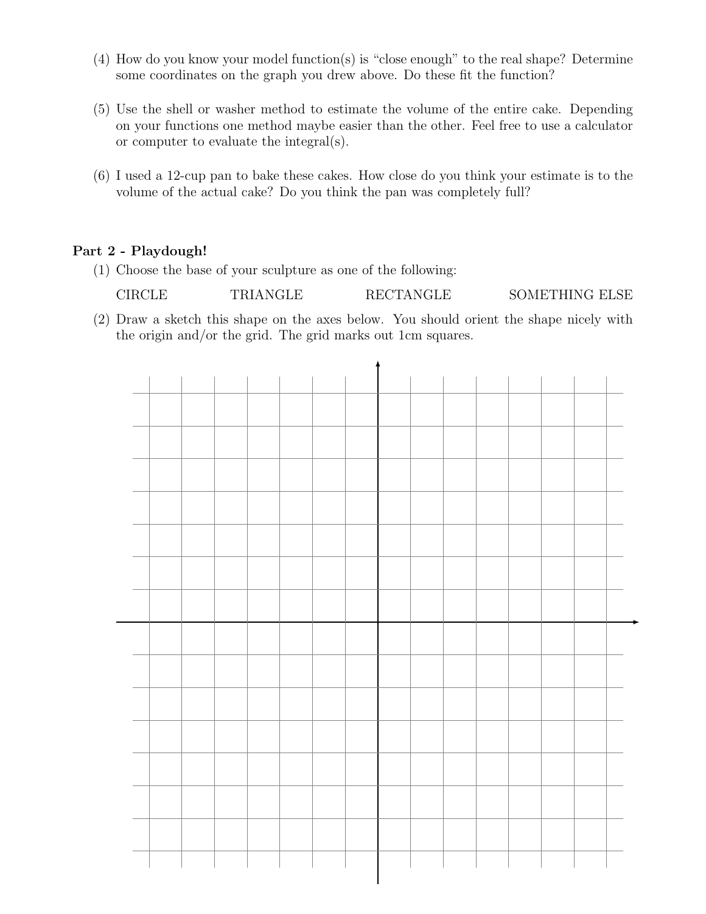(4) How do you know your model function(s) is "close enough" to the real shape? Determine some coordinates on the graph you drew above. Do these fit the function?

(5) Use the shell or washer method to estimate the volume of the entire cake. Depending on your functions one method maybe easier than the other. Feel free to use a calculator or computer to evaluate the integral(s).

(6) I used a 12-cup pan to bake these cakes. How close do you think your estimate is to the volume of the actual cake? Do you think the pan was completely full?

**Part 2 - Playdough!**

(1) Choose the base of your sculpture as one of the following:

CIRCLE TRIANGLE RECTANGLE SOMETHING ELSE

(2) Draw a sketch this shape on the axes below. You should orient the shape nicely with the origin and/or the grid. The grid marks out 1cm squares.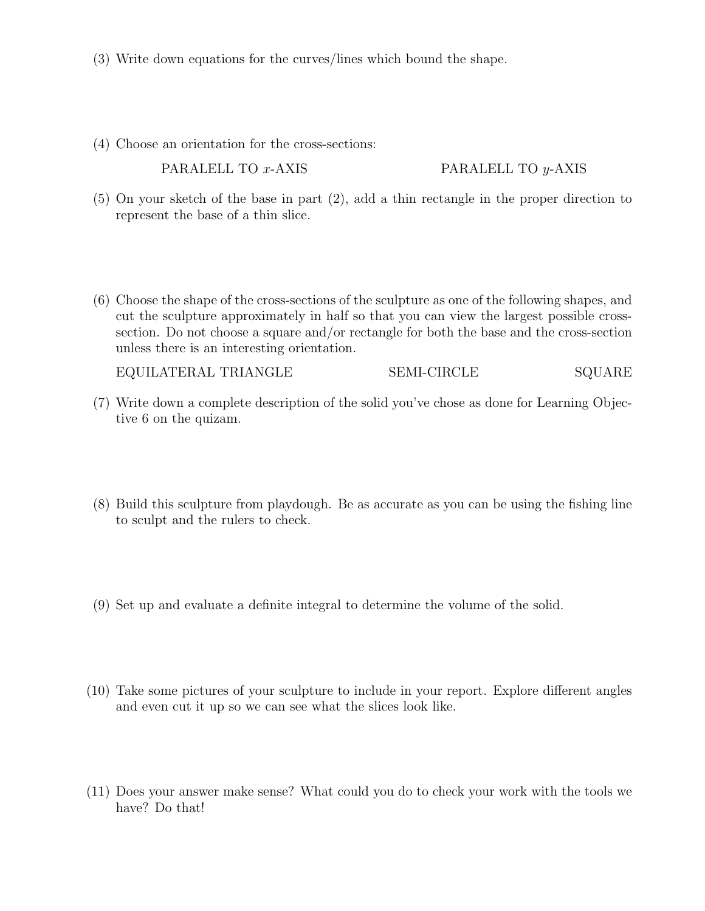(3) Write down equations for the curves/lines which bound the shape.

(4) Choose an orientation for the cross-sections:

PARALELL TO $x$-AXIS PARALELL TO $y$-AXIS

(5) On your sketch of the base in part (2), add a thin rectangle in the proper direction to represent the base of a thin slice.

(6) Choose the shape of the cross-sections of the sculpture as one of the following shapes, and cut the sculpture approximately in half so that you can view the largest possible cross-section. Do not choose a square and/or rectangle for both the base and the cross-section unless there is an interesting orientation.

EQUILATERAL TRIANGLE SEMI-CIRCLE SQUARE

(7) Write down a complete description of the solid you've chose as done for Learning Objective 6 on the quizam.

(8) Build this sculpture from playdough. Be as accurate as you can be using the fishing line to sculpt and the rulers to check.

(9) Set up and evaluate a definite integral to determine the volume of the solid.

(10) Take some pictures of your sculpture to include in your report. Explore different angles and even cut it up so we can see what the slices look like.

(11) Does your answer make sense? What could you do to check your work with the tools we have? Do that!